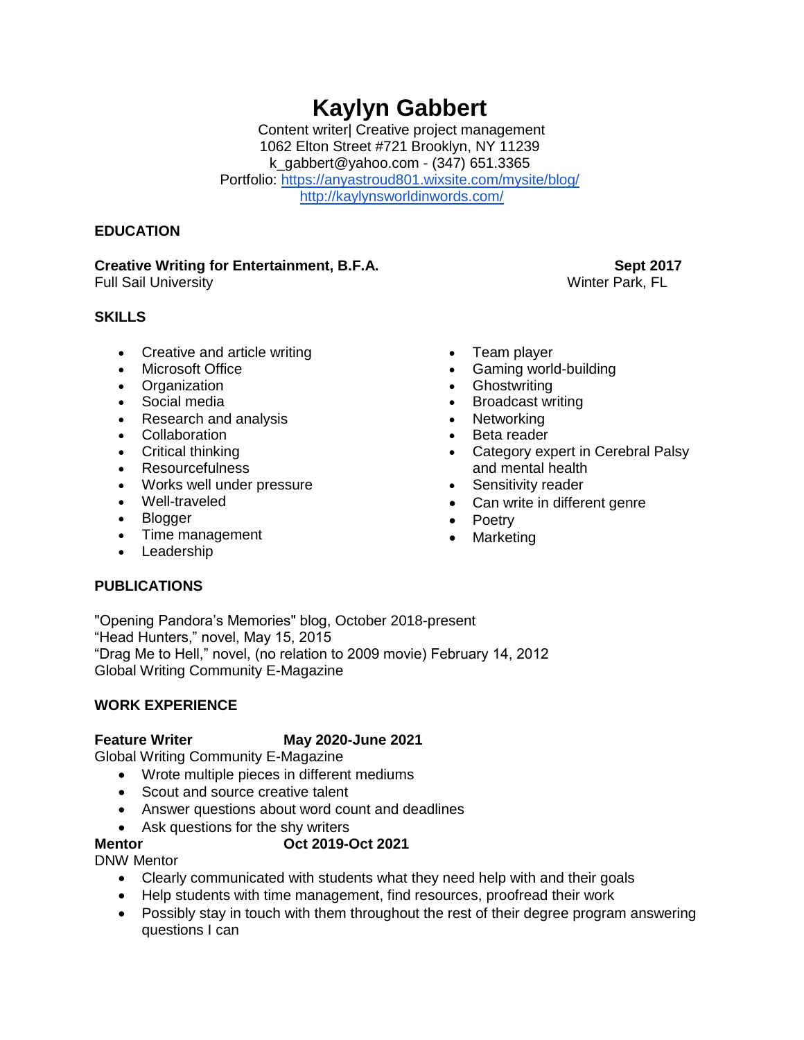# Kaylyn Gabbert

Content writer| Creative project management
1062 Elton Street #721 Brooklyn, NY 11239
k_gabbert@yahoo.com - (347) 651.3365
Portfolio: https://anyastroud801.wixsite.com/mysite/blog/
http://kaylynsworldinwords.com/

## EDUCATION

**Creative Writing for Entertainment, B.F.A.** — **Sept 2017**
Full Sail University — Winter Park, FL

## SKILLS

- Creative and article writing
- Microsoft Office
- Organization
- Social media
- Research and analysis
- Collaboration
- Critical thinking
- Resourcefulness
- Works well under pressure
- Well-traveled
- Blogger
- Time management
- Leadership
- Team player
- Gaming world-building
- Ghostwriting
- Broadcast writing
- Networking
- Beta reader
- Category expert in Cerebral Palsy and mental health
- Sensitivity reader
- Can write in different genre
- Poetry
- Marketing

## PUBLICATIONS

"Opening Pandora's Memories" blog, October 2018-present
"Head Hunters," novel, May 15, 2015
"Drag Me to Hell," novel, (no relation to 2009 movie) February 14, 2012
Global Writing Community E-Magazine

## WORK EXPERIENCE

**Feature Writer** — **May 2020-June 2021**
Global Writing Community E-Magazine

- Wrote multiple pieces in different mediums
- Scout and source creative talent
- Answer questions about word count and deadlines
- Ask questions for the shy writers

**Mentor** — **Oct 2019-Oct 2021**
DNW Mentor

- Clearly communicated with students what they need help with and their goals
- Help students with time management, find resources, proofread their work
- Possibly stay in touch with them throughout the rest of their degree program answering questions I can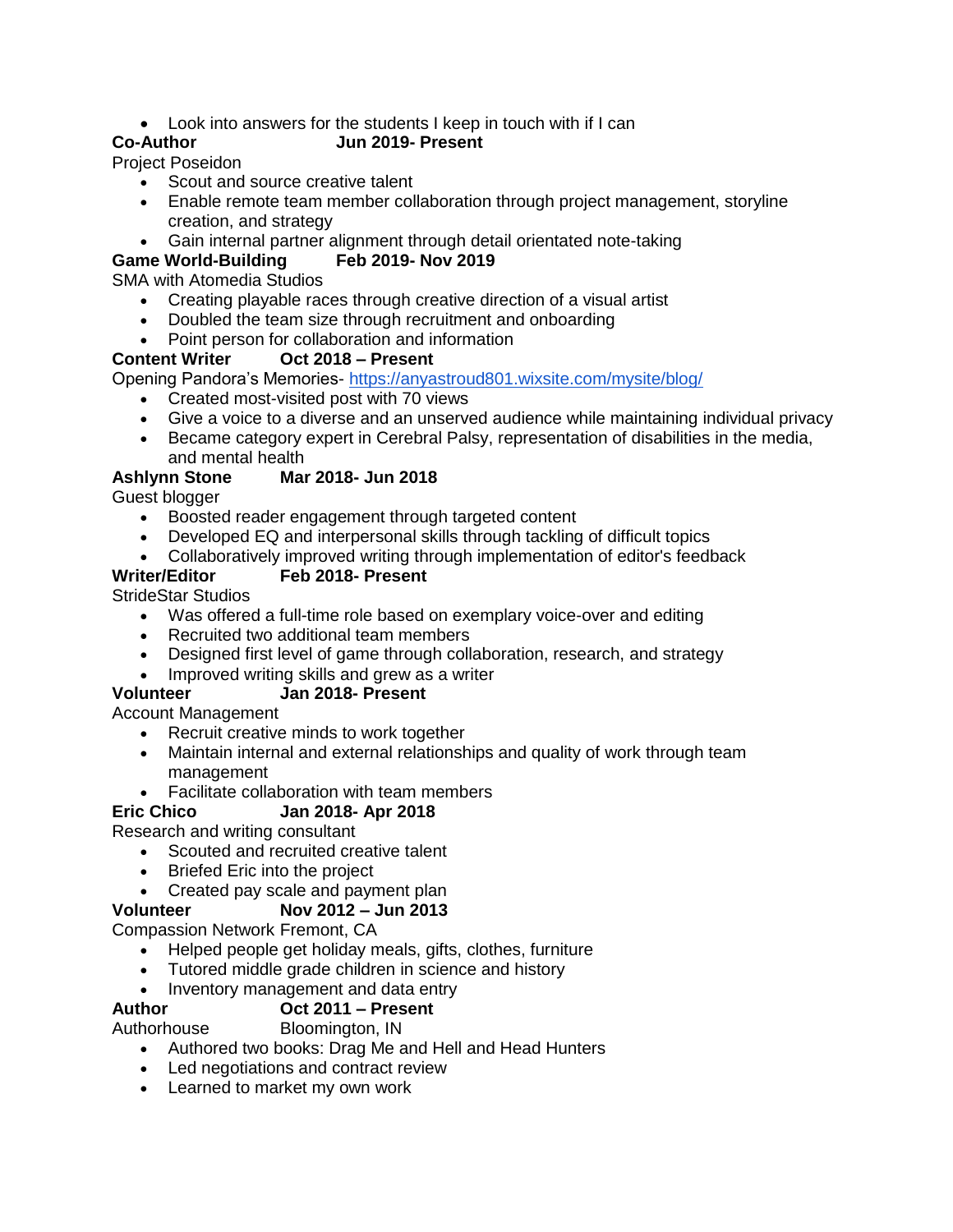- Look into answers for the students I keep in touch with if I can

**Co-Author** **Jun 2019- Present**

Project Poseidon

- Scout and source creative talent
- Enable remote team member collaboration through project management, storyline creation, and strategy
- Gain internal partner alignment through detail orientated note-taking

**Game World-Building** **Feb 2019- Nov 2019**

SMA with Atomedia Studios

- Creating playable races through creative direction of a visual artist
- Doubled the team size through recruitment and onboarding
- Point person for collaboration and information

**Content Writer** **Oct 2018 – Present**

Opening Pandora's Memories- https://anyastroud801.wixsite.com/mysite/blog/

- Created most-visited post with 70 views
- Give a voice to a diverse and an unserved audience while maintaining individual privacy
- Became category expert in Cerebral Palsy, representation of disabilities in the media, and mental health

**Ashlynn Stone** **Mar 2018- Jun 2018**

Guest blogger

- Boosted reader engagement through targeted content
- Developed EQ and interpersonal skills through tackling of difficult topics
- Collaboratively improved writing through implementation of editor's feedback

**Writer/Editor** **Feb 2018- Present**

StrideStar Studios

- Was offered a full-time role based on exemplary voice-over and editing
- Recruited two additional team members
- Designed first level of game through collaboration, research, and strategy
- Improved writing skills and grew as a writer

**Volunteer** **Jan 2018- Present**

Account Management

- Recruit creative minds to work together
- Maintain internal and external relationships and quality of work through team management
- Facilitate collaboration with team members

**Eric Chico** **Jan 2018- Apr 2018**

Research and writing consultant

- Scouted and recruited creative talent
- Briefed Eric into the project
- Created pay scale and payment plan

**Volunteer** **Nov 2012 – Jun 2013**

Compassion Network Fremont, CA

- Helped people get holiday meals, gifts, clothes, furniture
- Tutored middle grade children in science and history
- Inventory management and data entry

**Author** **Oct 2011 – Present**

Authorhouse Bloomington, IN

- Authored two books: Drag Me and Hell and Head Hunters
- Led negotiations and contract review
- Learned to market my own work